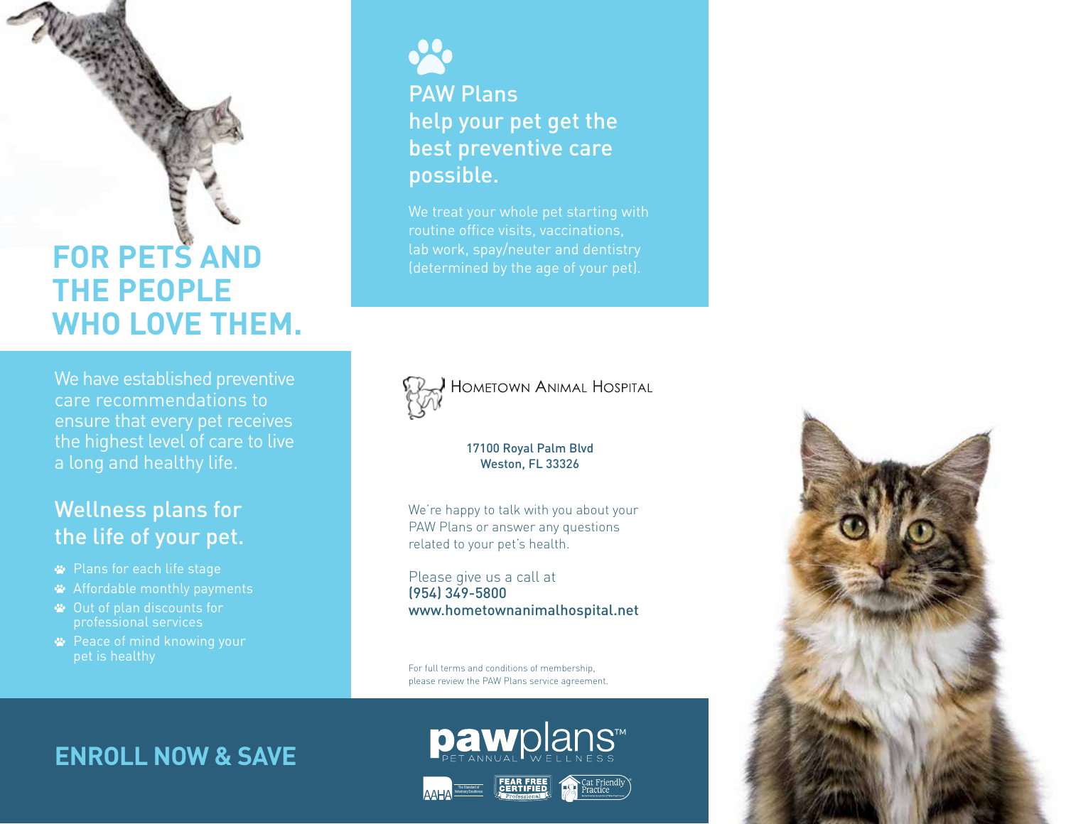# FOR PETS AND THE PEOPLE WHO LOVE THEM.

We have established preventive care recommendations to ensure that every pet receives the highest level of care to live a long and healthy life.

## Wellness plans for the life of your pet.

- Plans for each life stage
- Affordable monthly payments
- Out of plan discounts for professional services
- Peace of mind knowing your pet is healthy

## ENROLL NOW & SAVE

## PAW Plans help your pet get the best preventive care possible.

We treat your whole pet starting with routine office visits, vaccinations, lab work, spay/neuter and dentistry (determined by the age of your pet).

HOMETOWN ANIMAL HOSPITAL

17100 Royal Palm Blvd
Weston, FL 33326

We're happy to talk with you about your PAW Plans or answer any questions related to your pet's health.

Please give us a call at
(954) 349-5800
www.hometownanimalhospital.net

For full terms and conditions of membership, please review the PAW Plans service agreement.

pawplans™ PET ANNUAL WELLNESS

AAHA · FEAR FREE CERTIFIED Professional · Cat Friendly Practice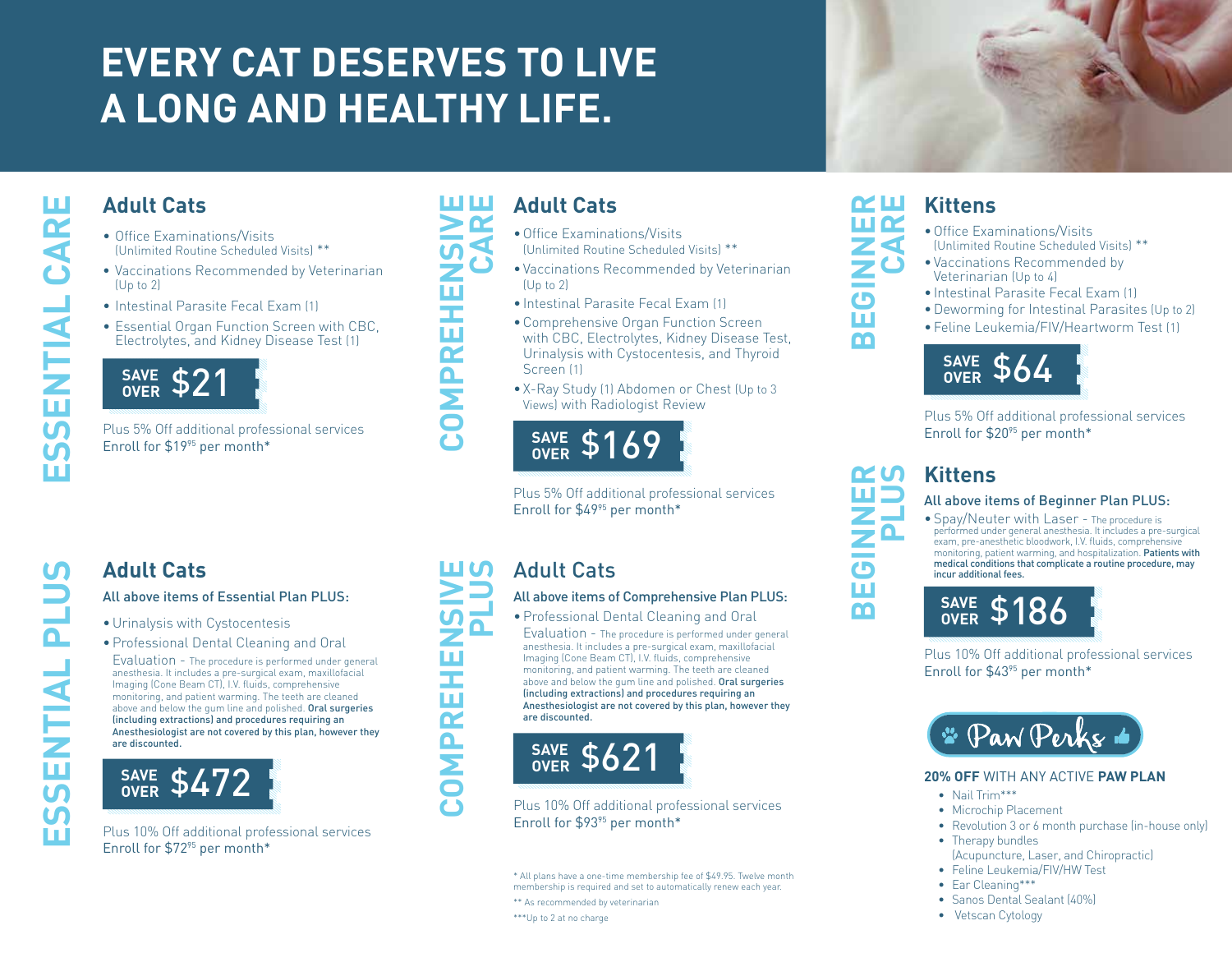# EVERY CAT DESERVES TO LIVE A LONG AND HEALTHY LIFE.

## ESSENTIAL CARE

### Adult Cats

- Office Examinations/Visits (Unlimited Routine Scheduled Visits) **
- Vaccinations Recommended by Veterinarian (Up to 2)
- Intestinal Parasite Fecal Exam (1)
- Essential Organ Function Screen with CBC, Electrolytes, and Kidney Disease Test (1)

**SAVE OVER $21**

Plus 5% Off additional professional services
Enroll for $19[95] per month*

## ESSENTIAL PLUS

### Adult Cats

**All above items of Essential Plan PLUS:**

- Urinalysis with Cystocentesis
- Professional Dental Cleaning and Oral Evaluation - The procedure is performed under general anesthesia. It includes a pre-surgical exam, maxillofacial Imaging (Cone Beam CT), I.V. fluids, comprehensive monitoring, and patient warming. The teeth are cleaned above and below the gum line and polished. **Oral surgeries (including extractions) and procedures requiring an Anesthesiologist are not covered by this plan, however they are discounted.**

**SAVE OVER $472**

Plus 10% Off additional professional services
Enroll for $72[95] per month*

## COMPREHENSIVE CARE

### Adult Cats

- Office Examinations/Visits (Unlimited Routine Scheduled Visits) **
- Vaccinations Recommended by Veterinarian (Up to 2)
- Intestinal Parasite Fecal Exam (1)
- Comprehensive Organ Function Screen with CBC, Electrolytes, Kidney Disease Test, Urinalysis with Cystocentesis, and Thyroid Screen (1)
- X-Ray Study (1) Abdomen or Chest (Up to 3 Views) with Radiologist Review

**SAVE OVER $169**

Plus 5% Off additional professional services
Enroll for $49[95] per month*

## COMPREHENSIVE PLUS

### Adult Cats

**All above items of Comprehensive Plan PLUS:**

- Professional Dental Cleaning and Oral Evaluation - The procedure is performed under general anesthesia. It includes a pre-surgical exam, maxillofacial Imaging (Cone Beam CT), I.V. fluids, comprehensive monitoring, and patient warming. The teeth are cleaned above and below the gum line and polished. **Oral surgeries (including extractions) and procedures requiring an Anesthesiologist are not covered by this plan, however they are discounted.**

**SAVE OVER $621**

Plus 10% Off additional professional services
Enroll for $93[95] per month*

## BEGINNER CARE

### Kittens

- Office Examinations/Visits (Unlimited Routine Scheduled Visits) **
- Vaccinations Recommended by Veterinarian (Up to 4)
- Intestinal Parasite Fecal Exam (1)
- Deworming for Intestinal Parasites (Up to 2)
- Feline Leukemia/FIV/Heartworm Test (1)

**SAVE OVER $64**

Plus 5% Off additional professional services
Enroll for $20[95] per month*

## BEGINNER PLUS

### Kittens

**All above items of Beginner Plan PLUS:**

- Spay/Neuter with Laser - The procedure is performed under general anesthesia. It includes a pre-surgical exam, pre-anesthetic bloodwork, I.V. fluids, comprehensive monitoring, patient warming, and hospitalization. **Patients with medical conditions that complicate a routine procedure, may incur additional fees.**

**SAVE OVER $186**

Plus 10% Off additional professional services
Enroll for $43[95] per month*

## Paw Perks

**20% OFF** WITH ANY ACTIVE **PAW PLAN**

- Nail Trim***
- Microchip Placement
- Revolution 3 or 6 month purchase (in-house only)
- Therapy bundles (Acupuncture, Laser, and Chiropractic)
- Feline Leukemia/FIV/HW Test
- Ear Cleaning***
- Sanos Dental Sealant (40%)
- Vetscan Cytology

\* All plans have a one-time membership fee of $49.95. Twelve month membership is required and set to automatically renew each year.

** As recommended by veterinarian

***Up to 2 at no charge